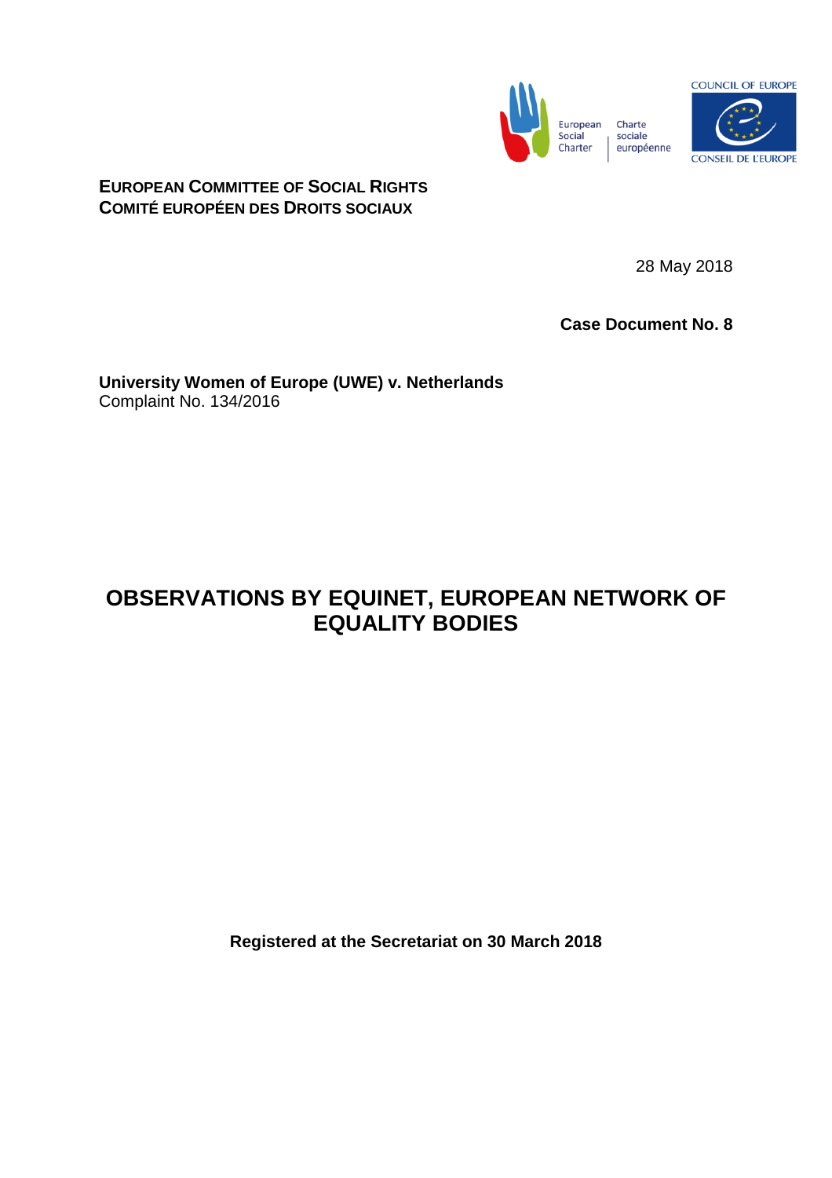**EUROPEAN COMMITTEE OF SOCIAL RIGHTS**
**COMITÉ EUROPÉEN DES DROITS SOCIAUX**

28 May 2018

**Case Document No. 8**

**University Women of Europe (UWE) v. Netherlands**
Complaint No. 134/2016

# OBSERVATIONS BY EQUINET, EUROPEAN NETWORK OF EQUALITY BODIES

**Registered at the Secretariat on 30 March 2018**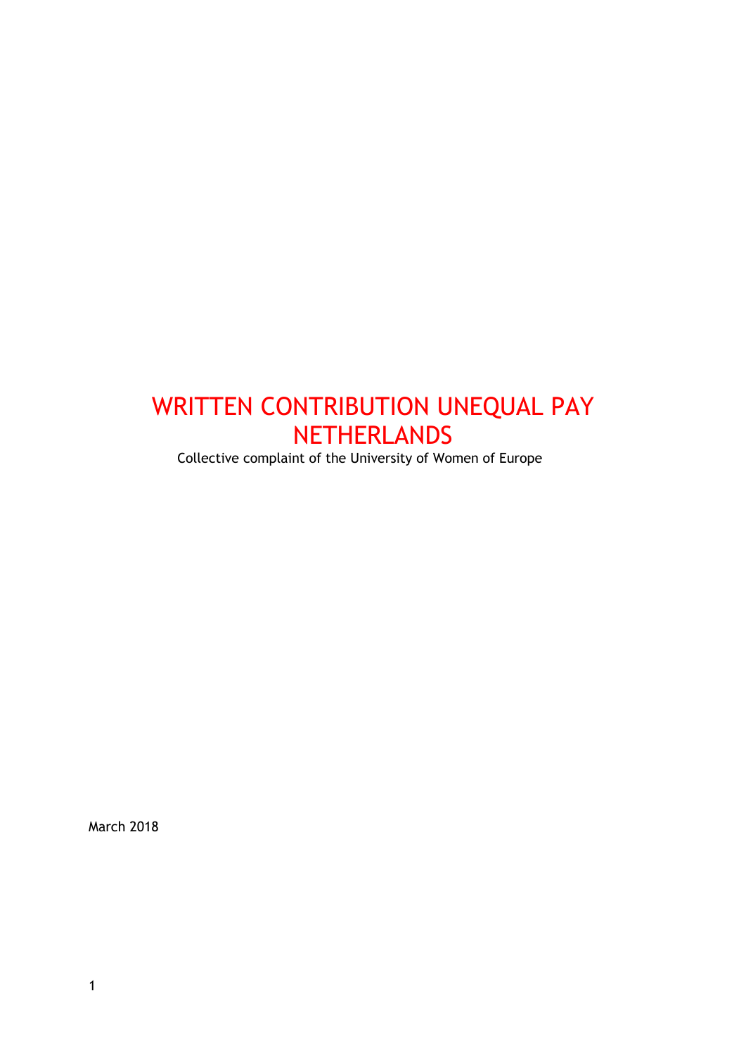# WRITTEN CONTRIBUTION UNEQUAL PAY NETHERLANDS

Collective complaint of the University of Women of Europe

March 2018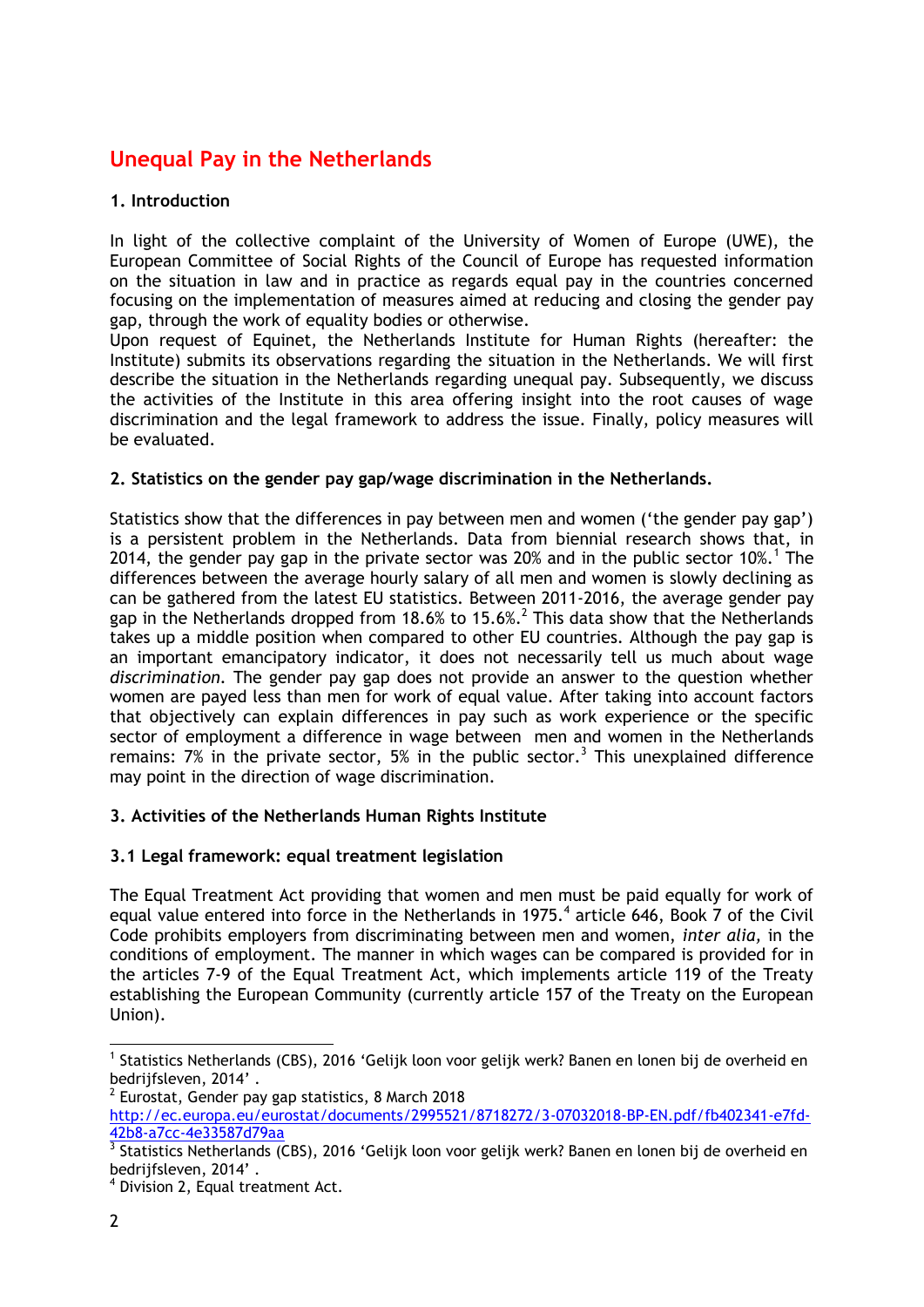# Unequal Pay in the Netherlands

## 1. Introduction

In light of the collective complaint of the University of Women of Europe (UWE), the European Committee of Social Rights of the Council of Europe has requested information on the situation in law and in practice as regards equal pay in the countries concerned focusing on the implementation of measures aimed at reducing and closing the gender pay gap, through the work of equality bodies or otherwise.
Upon request of Equinet, the Netherlands Institute for Human Rights (hereafter: the Institute) submits its observations regarding the situation in the Netherlands. We will first describe the situation in the Netherlands regarding unequal pay. Subsequently, we discuss the activities of the Institute in this area offering insight into the root causes of wage discrimination and the legal framework to address the issue. Finally, policy measures will be evaluated.

## 2. Statistics on the gender pay gap/wage discrimination in the Netherlands.

Statistics show that the differences in pay between men and women ('the gender pay gap') is a persistent problem in the Netherlands. Data from biennial research shows that, in 2014, the gender pay gap in the private sector was 20% and in the public sector 10%.[1] The differences between the average hourly salary of all men and women is slowly declining as can be gathered from the latest EU statistics. Between 2011-2016, the average gender pay gap in the Netherlands dropped from 18.6% to 15.6%.[2] This data show that the Netherlands takes up a middle position when compared to other EU countries. Although the pay gap is an important emancipatory indicator, it does not necessarily tell us much about wage *discrimination*. The gender pay gap does not provide an answer to the question whether women are payed less than men for work of equal value. After taking into account factors that objectively can explain differences in pay such as work experience or the specific sector of employment a difference in wage between men and women in the Netherlands remains: 7% in the private sector, 5% in the public sector.[3] This unexplained difference may point in the direction of wage discrimination.

## 3. Activities of the Netherlands Human Rights Institute

### 3.1 Legal framework: equal treatment legislation

The Equal Treatment Act providing that women and men must be paid equally for work of equal value entered into force in the Netherlands in 1975.[4] article 646, Book 7 of the Civil Code prohibits employers from discriminating between men and women, *inter alia,* in the conditions of employment. The manner in which wages can be compared is provided for in the articles 7-9 of the Equal Treatment Act, which implements article 119 of the Treaty establishing the European Community (currently article 157 of the Treaty on the European Union).

---

[1] Statistics Netherlands (CBS), 2016 'Gelijk loon voor gelijk werk? Banen en lonen bij de overheid en bedrijfsleven, 2014' .

[2] Eurostat, Gender pay gap statistics, 8 March 2018 http://ec.europa.eu/eurostat/documents/2995521/8718272/3-07032018-BP-EN.pdf/fb402341-e7fd-42b8-a7cc-4e33587d79aa

[3] Statistics Netherlands (CBS), 2016 'Gelijk loon voor gelijk werk? Banen en lonen bij de overheid en bedrijfsleven, 2014' .

[4] Division 2, Equal treatment Act.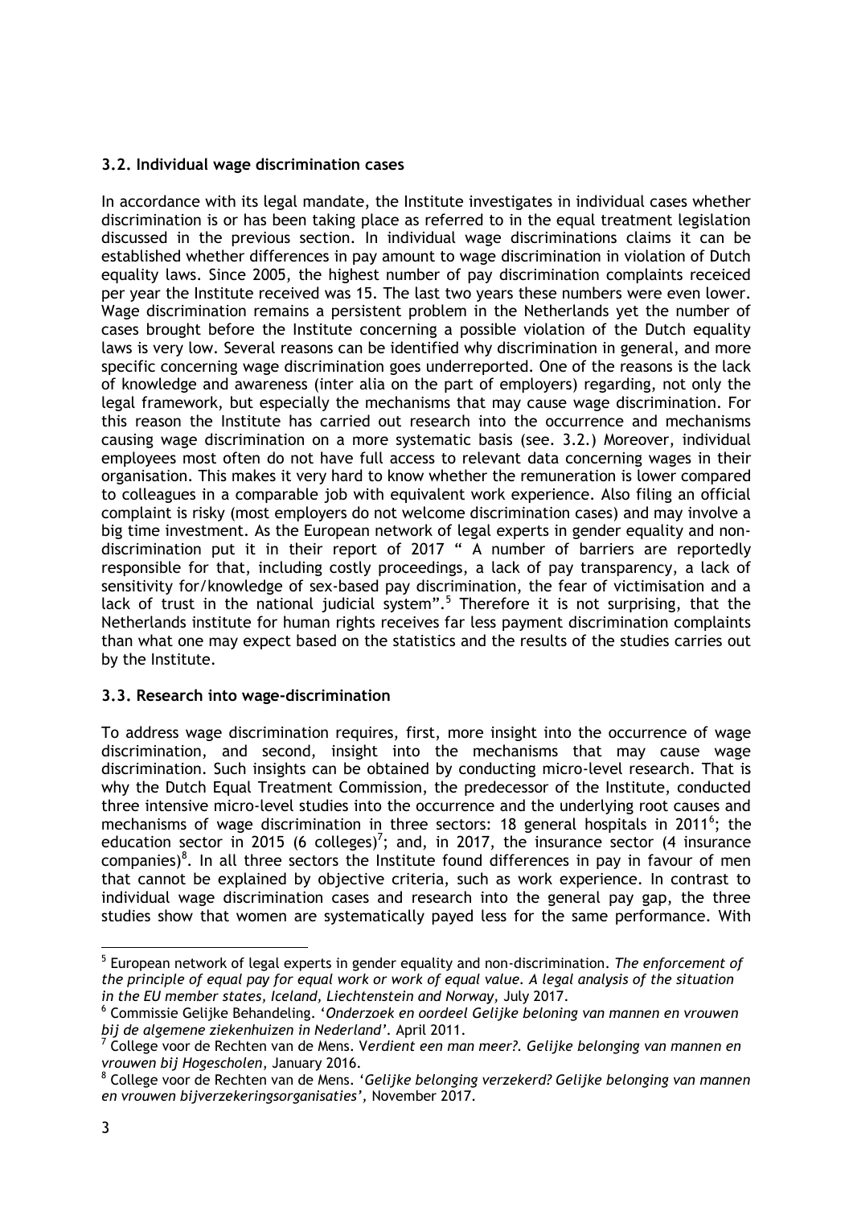### 3.2. Individual wage discrimination cases

In accordance with its legal mandate, the Institute investigates in individual cases whether discrimination is or has been taking place as referred to in the equal treatment legislation discussed in the previous section. In individual wage discriminations claims it can be established whether differences in pay amount to wage discrimination in violation of Dutch equality laws. Since 2005, the highest number of pay discrimination complaints receiced per year the Institute received was 15. The last two years these numbers were even lower. Wage discrimination remains a persistent problem in the Netherlands yet the number of cases brought before the Institute concerning a possible violation of the Dutch equality laws is very low. Several reasons can be identified why discrimination in general, and more specific concerning wage discrimination goes underreported. One of the reasons is the lack of knowledge and awareness (inter alia on the part of employers) regarding, not only the legal framework, but especially the mechanisms that may cause wage discrimination. For this reason the Institute has carried out research into the occurrence and mechanisms causing wage discrimination on a more systematic basis (see. 3.2.) Moreover, individual employees most often do not have full access to relevant data concerning wages in their organisation. This makes it very hard to know whether the remuneration is lower compared to colleagues in a comparable job with equivalent work experience. Also filing an official complaint is risky (most employers do not welcome discrimination cases) and may involve a big time investment. As the European network of legal experts in gender equality and non-discrimination put it in their report of 2017 " A number of barriers are reportedly responsible for that, including costly proceedings, a lack of pay transparency, a lack of sensitivity for/knowledge of sex-based pay discrimination, the fear of victimisation and a lack of trust in the national judicial system".[5] Therefore it is not surprising, that the Netherlands institute for human rights receives far less payment discrimination complaints than what one may expect based on the statistics and the results of the studies carries out by the Institute.

### 3.3. Research into wage-discrimination

To address wage discrimination requires, first, more insight into the occurrence of wage discrimination, and second, insight into the mechanisms that may cause wage discrimination. Such insights can be obtained by conducting micro-level research. That is why the Dutch Equal Treatment Commission, the predecessor of the Institute, conducted three intensive micro-level studies into the occurrence and the underlying root causes and mechanisms of wage discrimination in three sectors: 18 general hospitals in 2011[6]; the education sector in 2015 (6 colleges)[7]; and, in 2017, the insurance sector (4 insurance companies)[8]. In all three sectors the Institute found differences in pay in favour of men that cannot be explained by objective criteria, such as work experience. In contrast to individual wage discrimination cases and research into the general pay gap, the three studies show that women are systematically payed less for the same performance. With

---

[5] European network of legal experts in gender equality and non-discrimination. *The enforcement of the principle of equal pay for equal work or work of equal value. A legal analysis of the situation in the EU member states, Iceland, Liechtenstein and Norway,* July 2017.

[6] Commissie Gelijke Behandeling. '*Onderzoek en oordeel Gelijke beloning van mannen en vrouwen bij de algemene ziekenhuizen in Nederland*'. April 2011.

[7] College voor de Rechten van de Mens. V*erdient een man meer?. Gelijke belonging van mannen en vrouwen bij Hogescholen,* January 2016.

[8] College voor de Rechten van de Mens. '*Gelijke belonging verzekerd? Gelijke belonging van mannen en vrouwen bijverzekeringsorganisaties',* November 2017.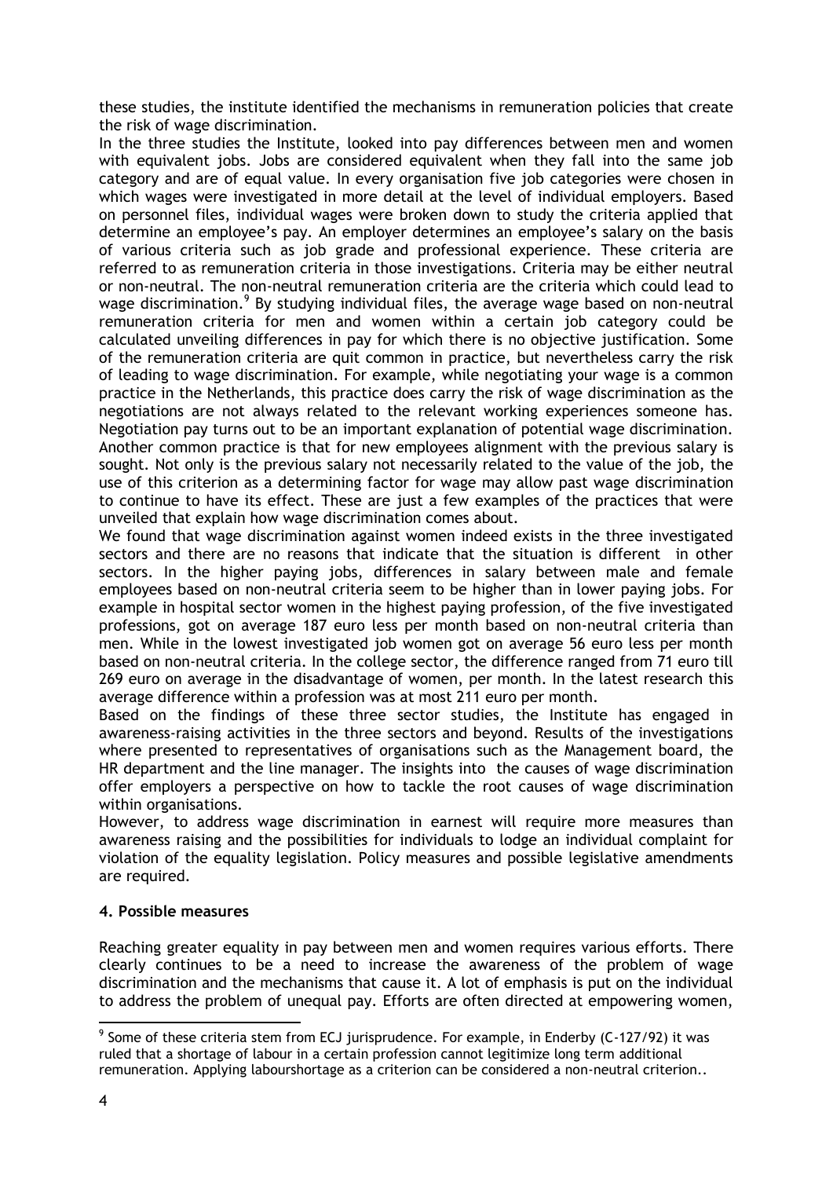these studies, the institute identified the mechanisms in remuneration policies that create the risk of wage discrimination.

In the three studies the Institute, looked into pay differences between men and women with equivalent jobs. Jobs are considered equivalent when they fall into the same job category and are of equal value. In every organisation five job categories were chosen in which wages were investigated in more detail at the level of individual employers. Based on personnel files, individual wages were broken down to study the criteria applied that determine an employee's pay. An employer determines an employee's salary on the basis of various criteria such as job grade and professional experience. These criteria are referred to as remuneration criteria in those investigations. Criteria may be either neutral or non-neutral. The non-neutral remuneration criteria are the criteria which could lead to wage discrimination.[9] By studying individual files, the average wage based on non-neutral remuneration criteria for men and women within a certain job category could be calculated unveiling differences in pay for which there is no objective justification. Some of the remuneration criteria are quit common in practice, but nevertheless carry the risk of leading to wage discrimination. For example, while negotiating your wage is a common practice in the Netherlands, this practice does carry the risk of wage discrimination as the negotiations are not always related to the relevant working experiences someone has. Negotiation pay turns out to be an important explanation of potential wage discrimination. Another common practice is that for new employees alignment with the previous salary is sought. Not only is the previous salary not necessarily related to the value of the job, the use of this criterion as a determining factor for wage may allow past wage discrimination to continue to have its effect. These are just a few examples of the practices that were unveiled that explain how wage discrimination comes about.

We found that wage discrimination against women indeed exists in the three investigated sectors and there are no reasons that indicate that the situation is different in other sectors. In the higher paying jobs, differences in salary between male and female employees based on non-neutral criteria seem to be higher than in lower paying jobs. For example in hospital sector women in the highest paying profession, of the five investigated professions, got on average 187 euro less per month based on non-neutral criteria than men. While in the lowest investigated job women got on average 56 euro less per month based on non-neutral criteria. In the college sector, the difference ranged from 71 euro till 269 euro on average in the disadvantage of women, per month. In the latest research this average difference within a profession was at most 211 euro per month.

Based on the findings of these three sector studies, the Institute has engaged in awareness-raising activities in the three sectors and beyond. Results of the investigations where presented to representatives of organisations such as the Management board, the HR department and the line manager. The insights into the causes of wage discrimination offer employers a perspective on how to tackle the root causes of wage discrimination within organisations.

However, to address wage discrimination in earnest will require more measures than awareness raising and the possibilities for individuals to lodge an individual complaint for violation of the equality legislation. Policy measures and possible legislative amendments are required.

#### 4. Possible measures

Reaching greater equality in pay between men and women requires various efforts. There clearly continues to be a need to increase the awareness of the problem of wage discrimination and the mechanisms that cause it. A lot of emphasis is put on the individual to address the problem of unequal pay. Efforts are often directed at empowering women,

[9] Some of these criteria stem from ECJ jurisprudence. For example, in Enderby (C-127/92) it was ruled that a shortage of labour in a certain profession cannot legitimize long term additional remuneration. Applying labourshortage as a criterion can be considered a non-neutral criterion..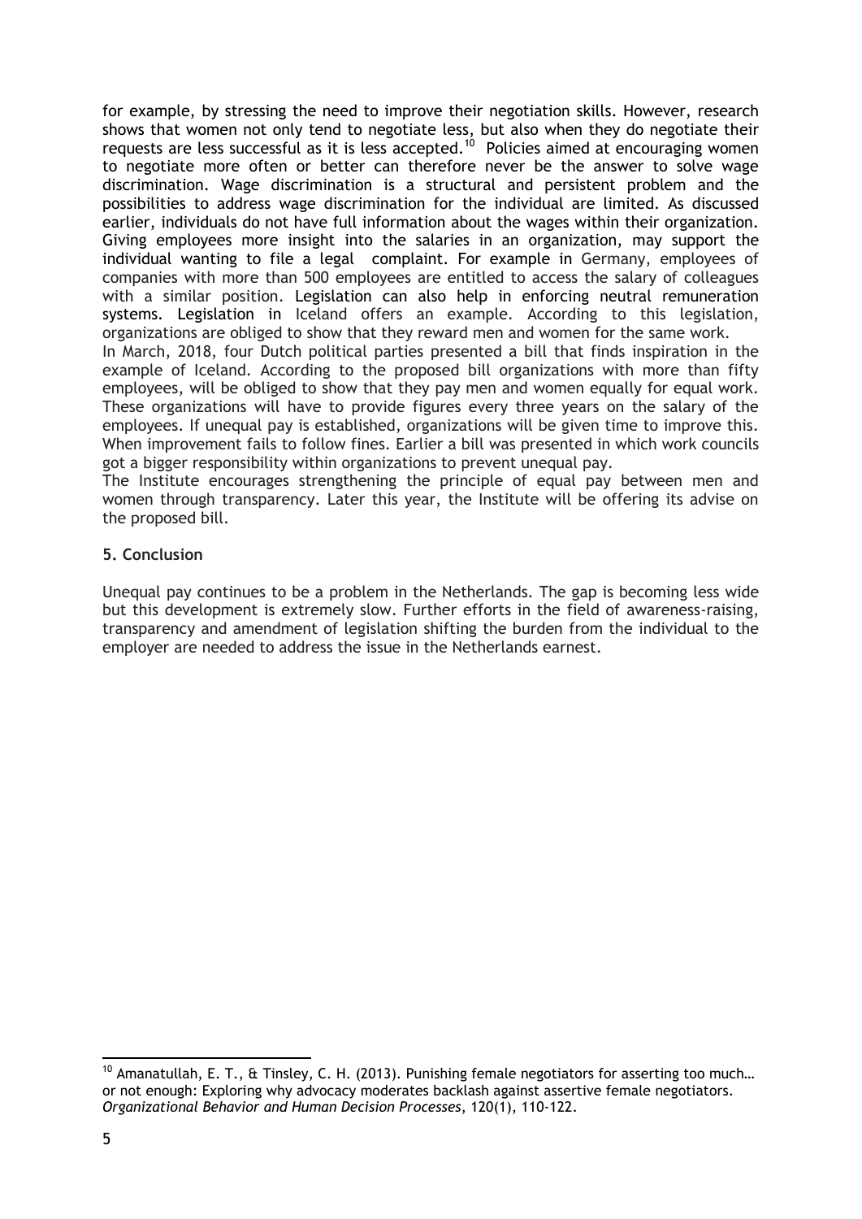for example, by stressing the need to improve their negotiation skills. However, research shows that women not only tend to negotiate less, but also when they do negotiate their requests are less successful as it is less accepted.[10] Policies aimed at encouraging women to negotiate more often or better can therefore never be the answer to solve wage discrimination. Wage discrimination is a structural and persistent problem and the possibilities to address wage discrimination for the individual are limited. As discussed earlier, individuals do not have full information about the wages within their organization. Giving employees more insight into the salaries in an organization, may support the individual wanting to file a legal complaint. For example in Germany, employees of companies with more than 500 employees are entitled to access the salary of colleagues with a similar position. Legislation can also help in enforcing neutral remuneration systems. Legislation in Iceland offers an example. According to this legislation, organizations are obliged to show that they reward men and women for the same work.

In March, 2018, four Dutch political parties presented a bill that finds inspiration in the example of Iceland. According to the proposed bill organizations with more than fifty employees, will be obliged to show that they pay men and women equally for equal work. These organizations will have to provide figures every three years on the salary of the employees. If unequal pay is established, organizations will be given time to improve this. When improvement fails to follow fines. Earlier a bill was presented in which work councils got a bigger responsibility within organizations to prevent unequal pay.

The Institute encourages strengthening the principle of equal pay between men and women through transparency. Later this year, the Institute will be offering its advise on the proposed bill.

## 5. Conclusion

Unequal pay continues to be a problem in the Netherlands. The gap is becoming less wide but this development is extremely slow. Further efforts in the field of awareness-raising, transparency and amendment of legislation shifting the burden from the individual to the employer are needed to address the issue in the Netherlands earnest.

---

[10] Amanatullah, E. T., & Tinsley, C. H. (2013). Punishing female negotiators for asserting too much… or not enough: Exploring why advocacy moderates backlash against assertive female negotiators. *Organizational Behavior and Human Decision Processes*, 120(1), 110-122.